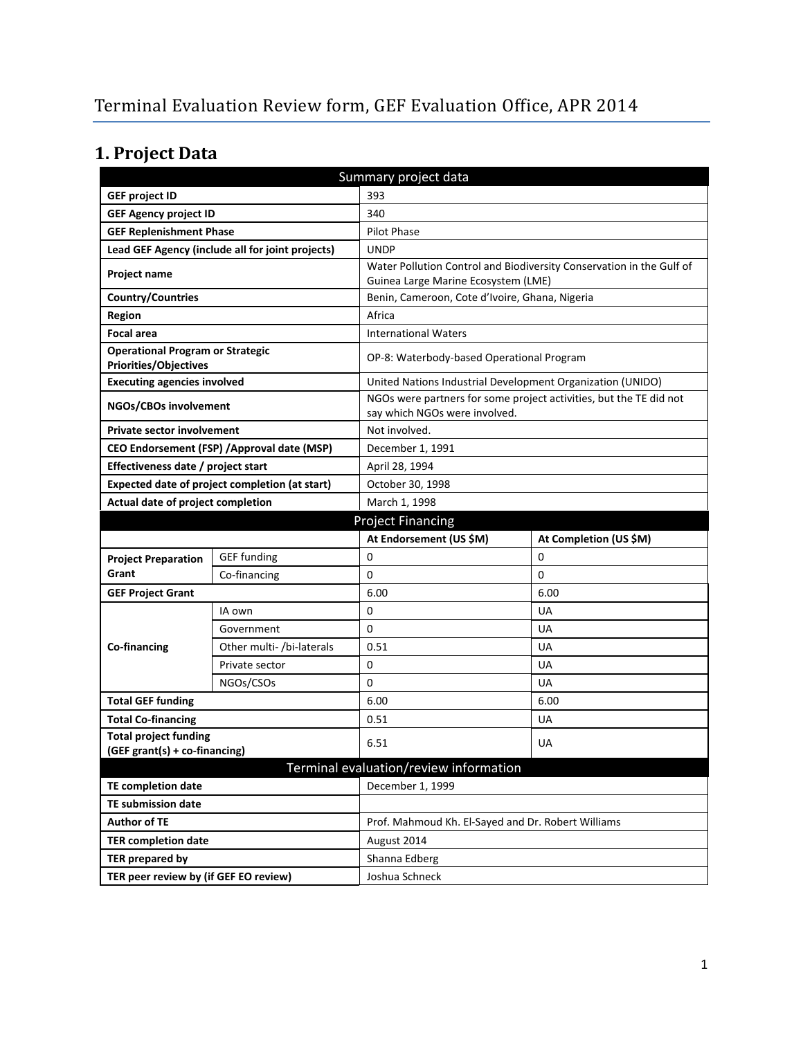# Terminal Evaluation Review form, GEF Evaluation Office, APR 2014

## 1. Project Data

| Summary project data | | | |
|---|---|---|---|
| **GEF project ID** | | 393 | |
| **GEF Agency project ID** | | 340 | |
| **GEF Replenishment Phase** | | Pilot Phase | |
| **Lead GEF Agency (include all for joint projects)** | | UNDP | |
| **Project name** | | Water Pollution Control and Biodiversity Conservation in the Gulf of Guinea Large Marine Ecosystem (LME) | |
| **Country/Countries** | | Benin, Cameroon, Cote d'Ivoire, Ghana, Nigeria | |
| **Region** | | Africa | |
| **Focal area** | | International Waters | |
| **Operational Program or Strategic Priorities/Objectives** | | OP-8: Waterbody-based Operational Program | |
| **Executing agencies involved** | | United Nations Industrial Development Organization (UNIDO) | |
| **NGOs/CBOs involvement** | | NGOs were partners for some project activities, but the TE did not say which NGOs were involved. | |
| **Private sector involvement** | | Not involved. | |
| **CEO Endorsement (FSP) /Approval date (MSP)** | | December 1, 1991 | |
| **Effectiveness date / project start** | | April 28, 1994 | |
| **Expected date of project completion (at start)** | | October 30, 1998 | |
| **Actual date of project completion** | | March 1, 1998 | |
| **Project Financing** | | | |
| | | **At Endorsement (US $M)** | **At Completion (US $M)** |
| **Project Preparation Grant** | GEF funding | 0 | 0 |
| | Co-financing | 0 | 0 |
| **GEF Project Grant** | | 6.00 | 6.00 |
| **Co-financing** | IA own | 0 | UA |
| | Government | 0 | UA |
| | Other multi- /bi-laterals | 0.51 | UA |
| | Private sector | 0 | UA |
| | NGOs/CSOs | 0 | UA |
| **Total GEF funding** | | 6.00 | 6.00 |
| **Total Co-financing** | | 0.51 | UA |
| **Total project funding (GEF grant(s) + co-financing)** | | 6.51 | UA |
| **Terminal evaluation/review information** | | | |
| **TE completion date** | | December 1, 1999 | |
| **TE submission date** | | | |
| **Author of TE** | | Prof. Mahmoud Kh. El-Sayed and Dr. Robert Williams | |
| **TER completion date** | | August 2014 | |
| **TER prepared by** | | Shanna Edberg | |
| **TER peer review by (if GEF EO review)** | | Joshua Schneck | |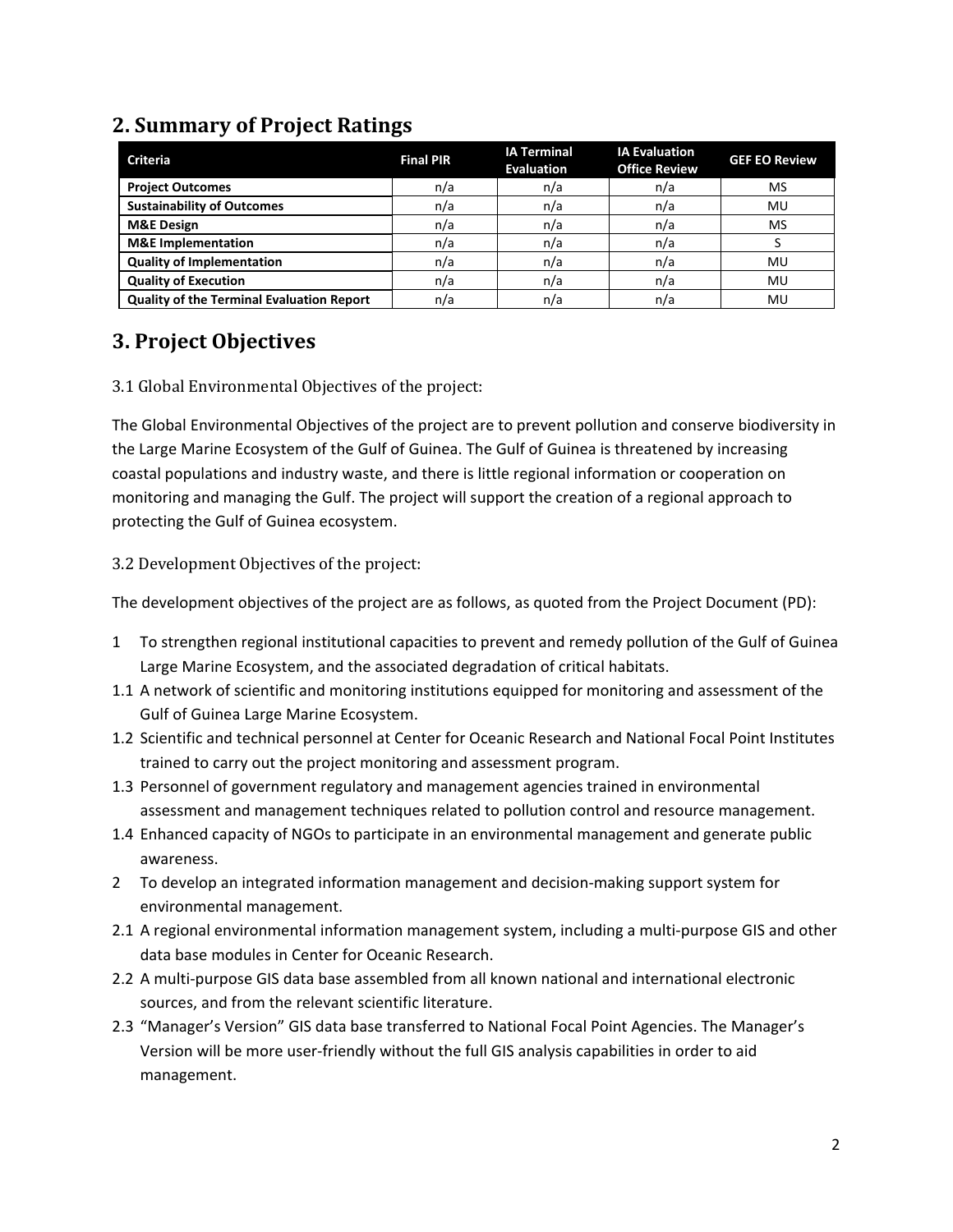## 2. Summary of Project Ratings

| Criteria | Final PIR | IA Terminal Evaluation | IA Evaluation Office Review | GEF EO Review |
|---|---|---|---|---|
| **Project Outcomes** | n/a | n/a | n/a | MS |
| **Sustainability of Outcomes** | n/a | n/a | n/a | MU |
| **M&E Design** | n/a | n/a | n/a | MS |
| **M&E Implementation** | n/a | n/a | n/a | S |
| **Quality of Implementation** | n/a | n/a | n/a | MU |
| **Quality of Execution** | n/a | n/a | n/a | MU |
| **Quality of the Terminal Evaluation Report** | n/a | n/a | n/a | MU |

## 3. Project Objectives

### 3.1 Global Environmental Objectives of the project:

The Global Environmental Objectives of the project are to prevent pollution and conserve biodiversity in the Large Marine Ecosystem of the Gulf of Guinea. The Gulf of Guinea is threatened by increasing coastal populations and industry waste, and there is little regional information or cooperation on monitoring and managing the Gulf. The project will support the creation of a regional approach to protecting the Gulf of Guinea ecosystem.

### 3.2 Development Objectives of the project:

The development objectives of the project are as follows, as quoted from the Project Document (PD):

- 1 To strengthen regional institutional capacities to prevent and remedy pollution of the Gulf of Guinea Large Marine Ecosystem, and the associated degradation of critical habitats.
- 1.1 A network of scientific and monitoring institutions equipped for monitoring and assessment of the Gulf of Guinea Large Marine Ecosystem.
- 1.2 Scientific and technical personnel at Center for Oceanic Research and National Focal Point Institutes trained to carry out the project monitoring and assessment program.
- 1.3 Personnel of government regulatory and management agencies trained in environmental assessment and management techniques related to pollution control and resource management.
- 1.4 Enhanced capacity of NGOs to participate in an environmental management and generate public awareness.
- 2 To develop an integrated information management and decision-making support system for environmental management.
- 2.1 A regional environmental information management system, including a multi-purpose GIS and other data base modules in Center for Oceanic Research.
- 2.2 A multi-purpose GIS data base assembled from all known national and international electronic sources, and from the relevant scientific literature.
- 2.3 "Manager's Version" GIS data base transferred to National Focal Point Agencies. The Manager's Version will be more user-friendly without the full GIS analysis capabilities in order to aid management.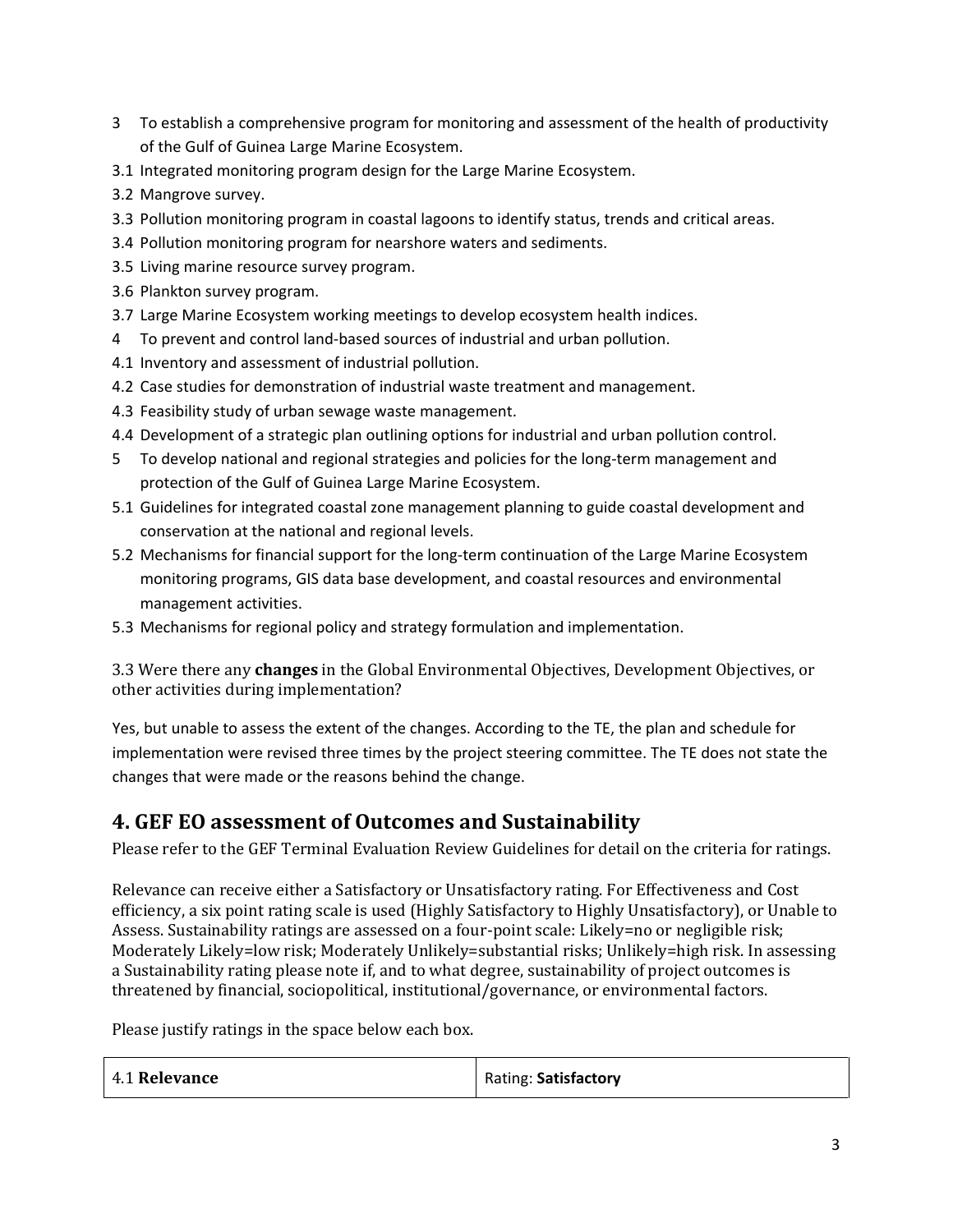3 To establish a comprehensive program for monitoring and assessment of the health of productivity of the Gulf of Guinea Large Marine Ecosystem.

3.1 Integrated monitoring program design for the Large Marine Ecosystem.

3.2 Mangrove survey.

3.3 Pollution monitoring program in coastal lagoons to identify status, trends and critical areas.

3.4 Pollution monitoring program for nearshore waters and sediments.

3.5 Living marine resource survey program.

3.6 Plankton survey program.

3.7 Large Marine Ecosystem working meetings to develop ecosystem health indices.

4 To prevent and control land-based sources of industrial and urban pollution.

4.1 Inventory and assessment of industrial pollution.

4.2 Case studies for demonstration of industrial waste treatment and management.

4.3 Feasibility study of urban sewage waste management.

4.4 Development of a strategic plan outlining options for industrial and urban pollution control.

5 To develop national and regional strategies and policies for the long-term management and protection of the Gulf of Guinea Large Marine Ecosystem.

5.1 Guidelines for integrated coastal zone management planning to guide coastal development and conservation at the national and regional levels.

5.2 Mechanisms for financial support for the long-term continuation of the Large Marine Ecosystem monitoring programs, GIS data base development, and coastal resources and environmental management activities.

5.3 Mechanisms for regional policy and strategy formulation and implementation.

3.3 Were there any **changes** in the Global Environmental Objectives, Development Objectives, or other activities during implementation?

Yes, but unable to assess the extent of the changes. According to the TE, the plan and schedule for implementation were revised three times by the project steering committee. The TE does not state the changes that were made or the reasons behind the change.

## 4. GEF EO assessment of Outcomes and Sustainability

Please refer to the GEF Terminal Evaluation Review Guidelines for detail on the criteria for ratings.

Relevance can receive either a Satisfactory or Unsatisfactory rating. For Effectiveness and Cost efficiency, a six point rating scale is used (Highly Satisfactory to Highly Unsatisfactory), or Unable to Assess. Sustainability ratings are assessed on a four-point scale: Likely=no or negligible risk; Moderately Likely=low risk; Moderately Unlikely=substantial risks; Unlikely=high risk. In assessing a Sustainability rating please note if, and to what degree, sustainability of project outcomes is threatened by financial, sociopolitical, institutional/governance, or environmental factors.

Please justify ratings in the space below each box.

| 4.1 **Relevance** | Rating: **Satisfactory** |
|---|---|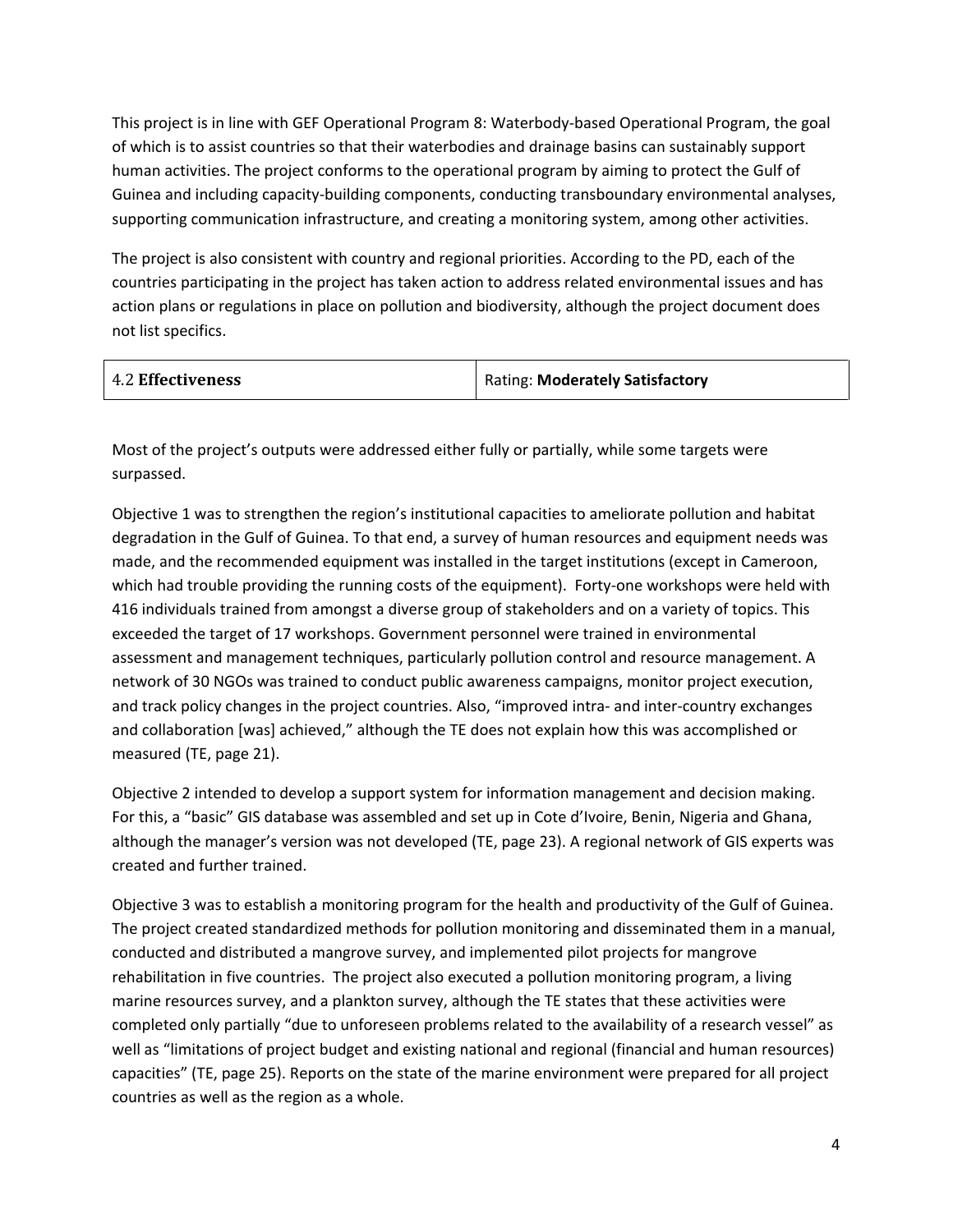This project is in line with GEF Operational Program 8: Waterbody-based Operational Program, the goal of which is to assist countries so that their waterbodies and drainage basins can sustainably support human activities. The project conforms to the operational program by aiming to protect the Gulf of Guinea and including capacity-building components, conducting transboundary environmental analyses, supporting communication infrastructure, and creating a monitoring system, among other activities.

The project is also consistent with country and regional priorities. According to the PD, each of the countries participating in the project has taken action to address related environmental issues and has action plans or regulations in place on pollution and biodiversity, although the project document does not list specifics.

| 4.2 **Effectiveness** | Rating: **Moderately Satisfactory** |
|---|---|

Most of the project's outputs were addressed either fully or partially, while some targets were surpassed.

Objective 1 was to strengthen the region's institutional capacities to ameliorate pollution and habitat degradation in the Gulf of Guinea. To that end, a survey of human resources and equipment needs was made, and the recommended equipment was installed in the target institutions (except in Cameroon, which had trouble providing the running costs of the equipment). Forty-one workshops were held with 416 individuals trained from amongst a diverse group of stakeholders and on a variety of topics. This exceeded the target of 17 workshops. Government personnel were trained in environmental assessment and management techniques, particularly pollution control and resource management. A network of 30 NGOs was trained to conduct public awareness campaigns, monitor project execution, and track policy changes in the project countries. Also, "improved intra- and inter-country exchanges and collaboration [was] achieved," although the TE does not explain how this was accomplished or measured (TE, page 21).

Objective 2 intended to develop a support system for information management and decision making. For this, a "basic" GIS database was assembled and set up in Cote d'Ivoire, Benin, Nigeria and Ghana, although the manager's version was not developed (TE, page 23). A regional network of GIS experts was created and further trained.

Objective 3 was to establish a monitoring program for the health and productivity of the Gulf of Guinea. The project created standardized methods for pollution monitoring and disseminated them in a manual, conducted and distributed a mangrove survey, and implemented pilot projects for mangrove rehabilitation in five countries. The project also executed a pollution monitoring program, a living marine resources survey, and a plankton survey, although the TE states that these activities were completed only partially "due to unforeseen problems related to the availability of a research vessel" as well as "limitations of project budget and existing national and regional (financial and human resources) capacities" (TE, page 25). Reports on the state of the marine environment were prepared for all project countries as well as the region as a whole.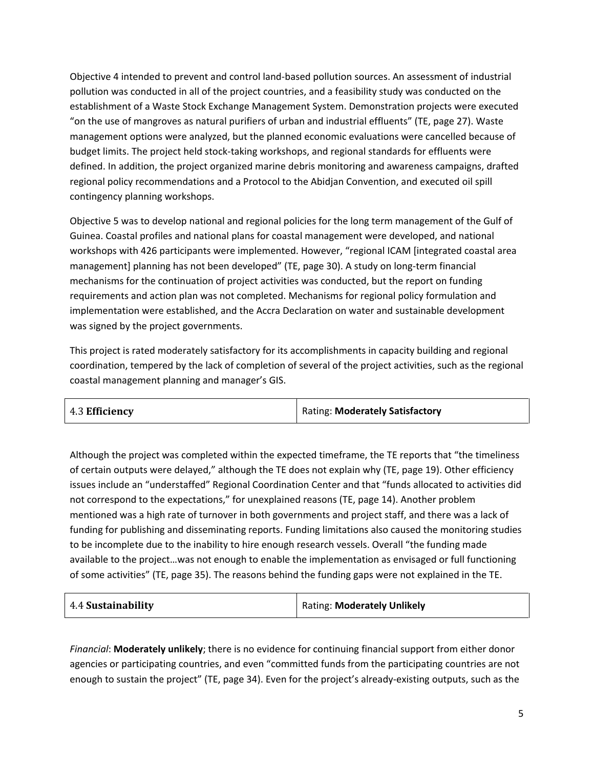Objective 4 intended to prevent and control land-based pollution sources. An assessment of industrial pollution was conducted in all of the project countries, and a feasibility study was conducted on the establishment of a Waste Stock Exchange Management System. Demonstration projects were executed "on the use of mangroves as natural purifiers of urban and industrial effluents" (TE, page 27). Waste management options were analyzed, but the planned economic evaluations were cancelled because of budget limits. The project held stock-taking workshops, and regional standards for effluents were defined. In addition, the project organized marine debris monitoring and awareness campaigns, drafted regional policy recommendations and a Protocol to the Abidjan Convention, and executed oil spill contingency planning workshops.

Objective 5 was to develop national and regional policies for the long term management of the Gulf of Guinea. Coastal profiles and national plans for coastal management were developed, and national workshops with 426 participants were implemented. However, "regional ICAM [integrated coastal area management] planning has not been developed" (TE, page 30). A study on long-term financial mechanisms for the continuation of project activities was conducted, but the report on funding requirements and action plan was not completed. Mechanisms for regional policy formulation and implementation were established, and the Accra Declaration on water and sustainable development was signed by the project governments.

This project is rated moderately satisfactory for its accomplishments in capacity building and regional coordination, tempered by the lack of completion of several of the project activities, such as the regional coastal management planning and manager's GIS.

| 4.3 **Efficiency** | Rating: **Moderately Satisfactory** |
|---|---|

Although the project was completed within the expected timeframe, the TE reports that "the timeliness of certain outputs were delayed," although the TE does not explain why (TE, page 19). Other efficiency issues include an "understaffed" Regional Coordination Center and that "funds allocated to activities did not correspond to the expectations," for unexplained reasons (TE, page 14). Another problem mentioned was a high rate of turnover in both governments and project staff, and there was a lack of funding for publishing and disseminating reports. Funding limitations also caused the monitoring studies to be incomplete due to the inability to hire enough research vessels. Overall "the funding made available to the project…was not enough to enable the implementation as envisaged or full functioning of some activities" (TE, page 35). The reasons behind the funding gaps were not explained in the TE.

| 4.4 **Sustainability** | Rating: **Moderately Unlikely** |
|---|---|

*Financial*: **Moderately unlikely**; there is no evidence for continuing financial support from either donor agencies or participating countries, and even "committed funds from the participating countries are not enough to sustain the project" (TE, page 34). Even for the project's already-existing outputs, such as the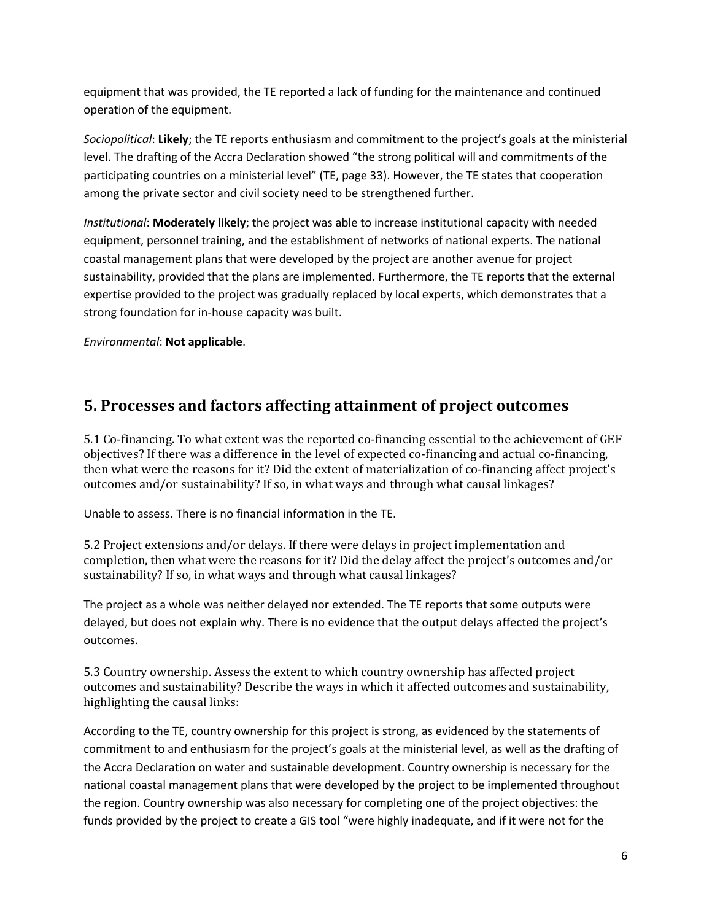equipment that was provided, the TE reported a lack of funding for the maintenance and continued operation of the equipment.

*Sociopolitical*: **Likely**; the TE reports enthusiasm and commitment to the project's goals at the ministerial level. The drafting of the Accra Declaration showed "the strong political will and commitments of the participating countries on a ministerial level" (TE, page 33). However, the TE states that cooperation among the private sector and civil society need to be strengthened further.

*Institutional*: **Moderately likely**; the project was able to increase institutional capacity with needed equipment, personnel training, and the establishment of networks of national experts. The national coastal management plans that were developed by the project are another avenue for project sustainability, provided that the plans are implemented. Furthermore, the TE reports that the external expertise provided to the project was gradually replaced by local experts, which demonstrates that a strong foundation for in-house capacity was built.

*Environmental*: **Not applicable**.

## 5. Processes and factors affecting attainment of project outcomes

5.1 Co-financing. To what extent was the reported co-financing essential to the achievement of GEF objectives? If there was a difference in the level of expected co-financing and actual co-financing, then what were the reasons for it? Did the extent of materialization of co-financing affect project's outcomes and/or sustainability? If so, in what ways and through what causal linkages?

Unable to assess. There is no financial information in the TE.

5.2 Project extensions and/or delays. If there were delays in project implementation and completion, then what were the reasons for it? Did the delay affect the project's outcomes and/or sustainability? If so, in what ways and through what causal linkages?

The project as a whole was neither delayed nor extended. The TE reports that some outputs were delayed, but does not explain why. There is no evidence that the output delays affected the project's outcomes.

5.3 Country ownership. Assess the extent to which country ownership has affected project outcomes and sustainability? Describe the ways in which it affected outcomes and sustainability, highlighting the causal links:

According to the TE, country ownership for this project is strong, as evidenced by the statements of commitment to and enthusiasm for the project's goals at the ministerial level, as well as the drafting of the Accra Declaration on water and sustainable development. Country ownership is necessary for the national coastal management plans that were developed by the project to be implemented throughout the region. Country ownership was also necessary for completing one of the project objectives: the funds provided by the project to create a GIS tool "were highly inadequate, and if it were not for the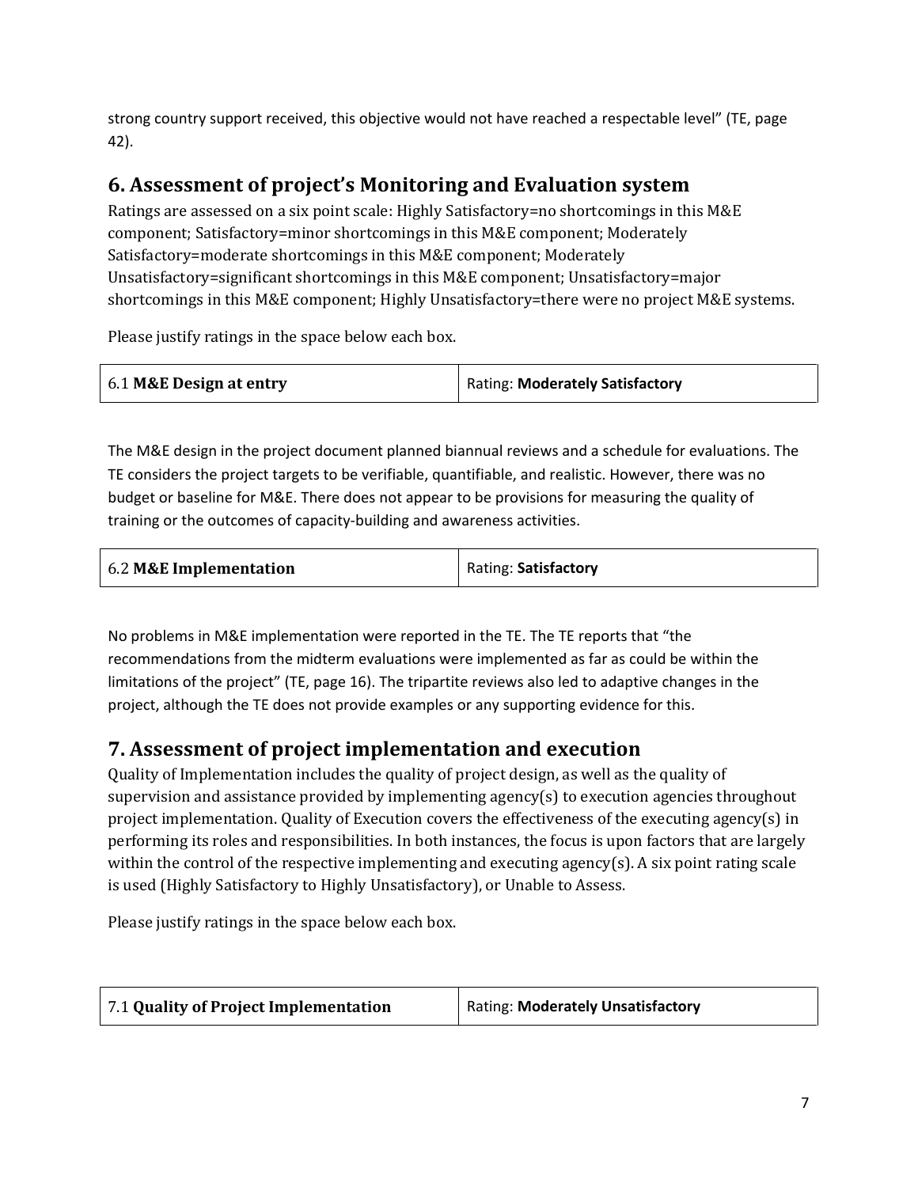strong country support received, this objective would not have reached a respectable level" (TE, page 42).

## 6. Assessment of project's Monitoring and Evaluation system

Ratings are assessed on a six point scale: Highly Satisfactory=no shortcomings in this M&E component; Satisfactory=minor shortcomings in this M&E component; Moderately Satisfactory=moderate shortcomings in this M&E component; Moderately Unsatisfactory=significant shortcomings in this M&E component; Unsatisfactory=major shortcomings in this M&E component; Highly Unsatisfactory=there were no project M&E systems.

Please justify ratings in the space below each box.

| 6.1 **M&E Design at entry** | Rating: **Moderately Satisfactory** |
|---|---|

The M&E design in the project document planned biannual reviews and a schedule for evaluations. The TE considers the project targets to be verifiable, quantifiable, and realistic. However, there was no budget or baseline for M&E. There does not appear to be provisions for measuring the quality of training or the outcomes of capacity-building and awareness activities.

| 6.2 **M&E Implementation** | Rating: **Satisfactory** |
|---|---|

No problems in M&E implementation were reported in the TE. The TE reports that "the recommendations from the midterm evaluations were implemented as far as could be within the limitations of the project" (TE, page 16). The tripartite reviews also led to adaptive changes in the project, although the TE does not provide examples or any supporting evidence for this.

## 7. Assessment of project implementation and execution

Quality of Implementation includes the quality of project design, as well as the quality of supervision and assistance provided by implementing agency(s) to execution agencies throughout project implementation. Quality of Execution covers the effectiveness of the executing agency(s) in performing its roles and responsibilities. In both instances, the focus is upon factors that are largely within the control of the respective implementing and executing agency(s). A six point rating scale is used (Highly Satisfactory to Highly Unsatisfactory), or Unable to Assess.

Please justify ratings in the space below each box.

| 7.1 **Quality of Project Implementation** | Rating: **Moderately Unsatisfactory** |
|---|---|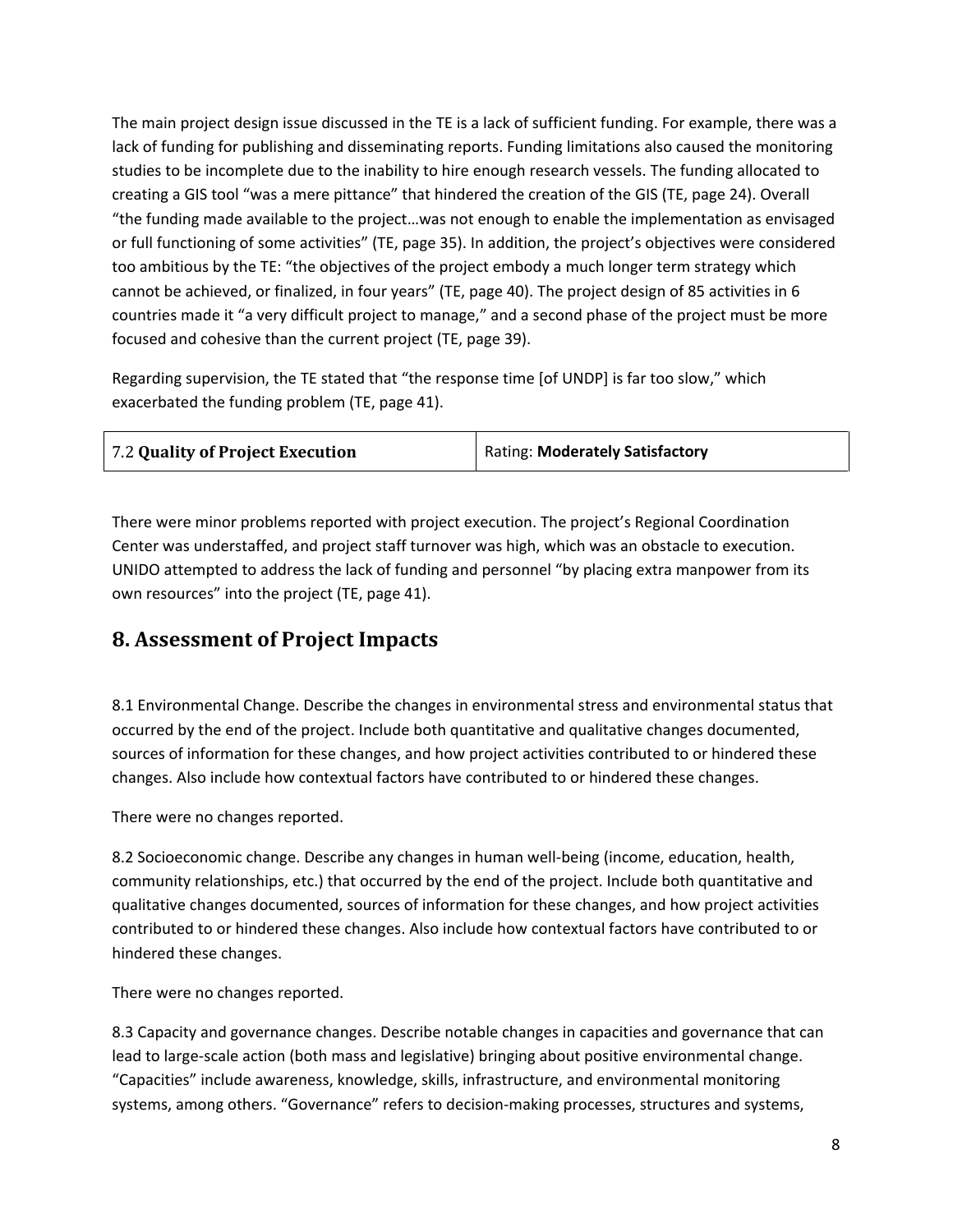The main project design issue discussed in the TE is a lack of sufficient funding. For example, there was a lack of funding for publishing and disseminating reports. Funding limitations also caused the monitoring studies to be incomplete due to the inability to hire enough research vessels. The funding allocated to creating a GIS tool "was a mere pittance" that hindered the creation of the GIS (TE, page 24). Overall "the funding made available to the project…was not enough to enable the implementation as envisaged or full functioning of some activities" (TE, page 35). In addition, the project's objectives were considered too ambitious by the TE: "the objectives of the project embody a much longer term strategy which cannot be achieved, or finalized, in four years" (TE, page 40). The project design of 85 activities in 6 countries made it "a very difficult project to manage," and a second phase of the project must be more focused and cohesive than the current project (TE, page 39).

Regarding supervision, the TE stated that "the response time [of UNDP] is far too slow," which exacerbated the funding problem (TE, page 41).

| 7.2 **Quality of Project Execution** | Rating: **Moderately Satisfactory** |
|---|---|

There were minor problems reported with project execution. The project's Regional Coordination Center was understaffed, and project staff turnover was high, which was an obstacle to execution. UNIDO attempted to address the lack of funding and personnel "by placing extra manpower from its own resources" into the project (TE, page 41).

## 8. Assessment of Project Impacts

8.1 Environmental Change. Describe the changes in environmental stress and environmental status that occurred by the end of the project. Include both quantitative and qualitative changes documented, sources of information for these changes, and how project activities contributed to or hindered these changes. Also include how contextual factors have contributed to or hindered these changes.

There were no changes reported.

8.2 Socioeconomic change. Describe any changes in human well-being (income, education, health, community relationships, etc.) that occurred by the end of the project. Include both quantitative and qualitative changes documented, sources of information for these changes, and how project activities contributed to or hindered these changes. Also include how contextual factors have contributed to or hindered these changes.

There were no changes reported.

8.3 Capacity and governance changes. Describe notable changes in capacities and governance that can lead to large-scale action (both mass and legislative) bringing about positive environmental change. "Capacities" include awareness, knowledge, skills, infrastructure, and environmental monitoring systems, among others. "Governance" refers to decision-making processes, structures and systems,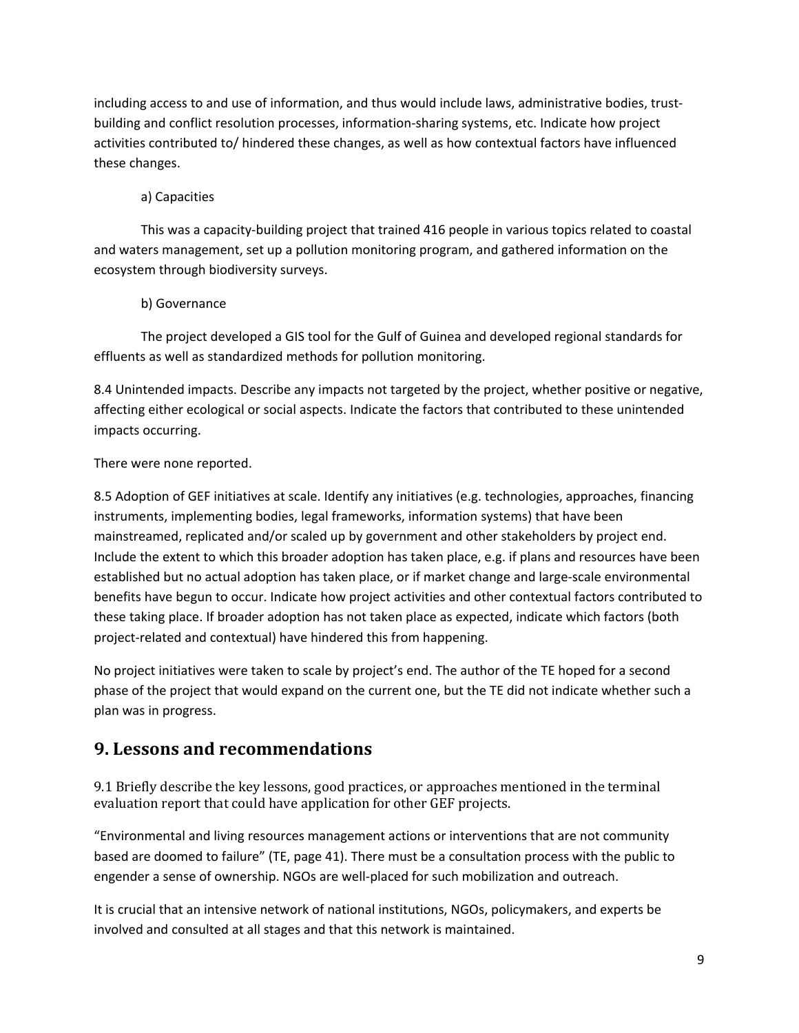including access to and use of information, and thus would include laws, administrative bodies, trust-building and conflict resolution processes, information-sharing systems, etc. Indicate how project activities contributed to/ hindered these changes, as well as how contextual factors have influenced these changes.

a) Capacities

This was a capacity-building project that trained 416 people in various topics related to coastal and waters management, set up a pollution monitoring program, and gathered information on the ecosystem through biodiversity surveys.

b) Governance

The project developed a GIS tool for the Gulf of Guinea and developed regional standards for effluents as well as standardized methods for pollution monitoring.

8.4 Unintended impacts. Describe any impacts not targeted by the project, whether positive or negative, affecting either ecological or social aspects. Indicate the factors that contributed to these unintended impacts occurring.

There were none reported.

8.5 Adoption of GEF initiatives at scale. Identify any initiatives (e.g. technologies, approaches, financing instruments, implementing bodies, legal frameworks, information systems) that have been mainstreamed, replicated and/or scaled up by government and other stakeholders by project end. Include the extent to which this broader adoption has taken place, e.g. if plans and resources have been established but no actual adoption has taken place, or if market change and large-scale environmental benefits have begun to occur. Indicate how project activities and other contextual factors contributed to these taking place. If broader adoption has not taken place as expected, indicate which factors (both project-related and contextual) have hindered this from happening.

No project initiatives were taken to scale by project's end. The author of the TE hoped for a second phase of the project that would expand on the current one, but the TE did not indicate whether such a plan was in progress.

## 9. Lessons and recommendations

9.1 Briefly describe the key lessons, good practices, or approaches mentioned in the terminal evaluation report that could have application for other GEF projects.

"Environmental and living resources management actions or interventions that are not community based are doomed to failure" (TE, page 41). There must be a consultation process with the public to engender a sense of ownership. NGOs are well-placed for such mobilization and outreach.

It is crucial that an intensive network of national institutions, NGOs, policymakers, and experts be involved and consulted at all stages and that this network is maintained.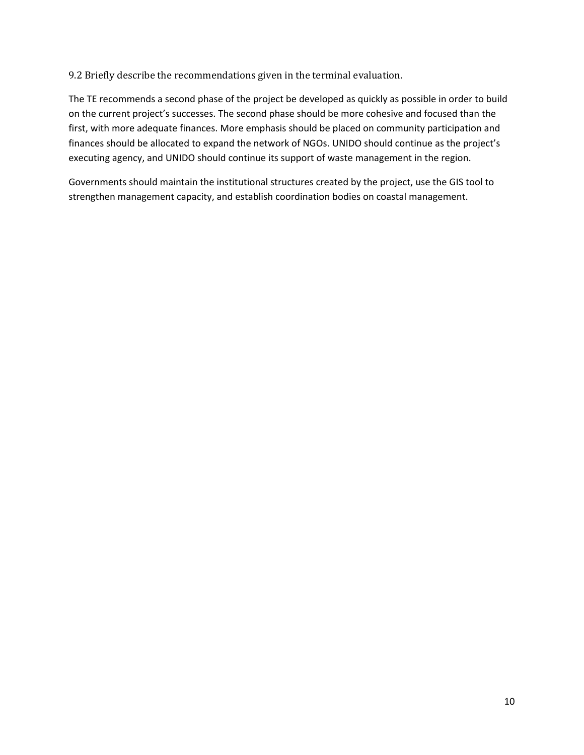### 9.2 Briefly describe the recommendations given in the terminal evaluation.

The TE recommends a second phase of the project be developed as quickly as possible in order to build on the current project's successes. The second phase should be more cohesive and focused than the first, with more adequate finances. More emphasis should be placed on community participation and finances should be allocated to expand the network of NGOs. UNIDO should continue as the project's executing agency, and UNIDO should continue its support of waste management in the region.

Governments should maintain the institutional structures created by the project, use the GIS tool to strengthen management capacity, and establish coordination bodies on coastal management.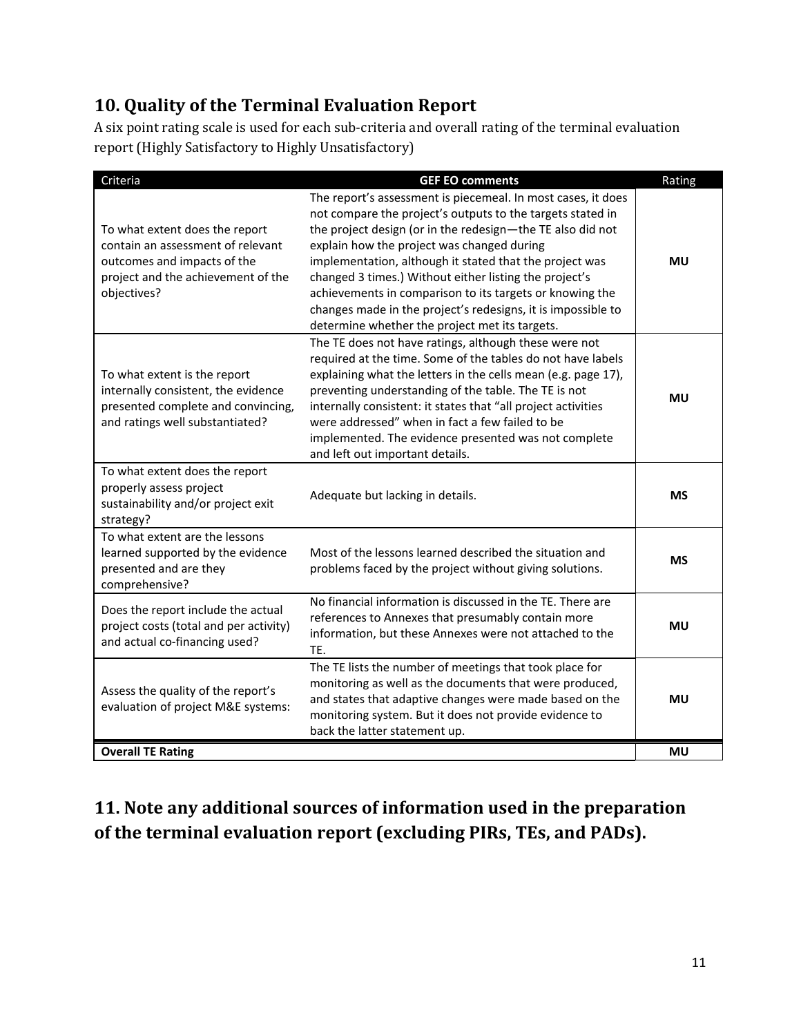## 10. Quality of the Terminal Evaluation Report

A six point rating scale is used for each sub-criteria and overall rating of the terminal evaluation report (Highly Satisfactory to Highly Unsatisfactory)

| Criteria | GEF EO comments | Rating |
|---|---|---|
| To what extent does the report contain an assessment of relevant outcomes and impacts of the project and the achievement of the objectives? | The report's assessment is piecemeal. In most cases, it does not compare the project's outputs to the targets stated in the project design (or in the redesign—the TE also did not explain how the project was changed during implementation, although it stated that the project was changed 3 times.) Without either listing the project's achievements in comparison to its targets or knowing the changes made in the project's redesigns, it is impossible to determine whether the project met its targets. | **MU** |
| To what extent is the report internally consistent, the evidence presented complete and convincing, and ratings well substantiated? | The TE does not have ratings, although these were not required at the time. Some of the tables do not have labels explaining what the letters in the cells mean (e.g. page 17), preventing understanding of the table. The TE is not internally consistent: it states that "all project activities were addressed" when in fact a few failed to be implemented. The evidence presented was not complete and left out important details. | **MU** |
| To what extent does the report properly assess project sustainability and/or project exit strategy? | Adequate but lacking in details. | **MS** |
| To what extent are the lessons learned supported by the evidence presented and are they comprehensive? | Most of the lessons learned described the situation and problems faced by the project without giving solutions. | **MS** |
| Does the report include the actual project costs (total and per activity) and actual co-financing used? | No financial information is discussed in the TE. There are references to Annexes that presumably contain more information, but these Annexes were not attached to the TE. | **MU** |
| Assess the quality of the report's evaluation of project M&E systems: | The TE lists the number of meetings that took place for monitoring as well as the documents that were produced, and states that adaptive changes were made based on the monitoring system. But it does not provide evidence to back the latter statement up. | **MU** |
| **Overall TE Rating** | | **MU** |

## 11. Note any additional sources of information used in the preparation of the terminal evaluation report (excluding PIRs, TEs, and PADs).